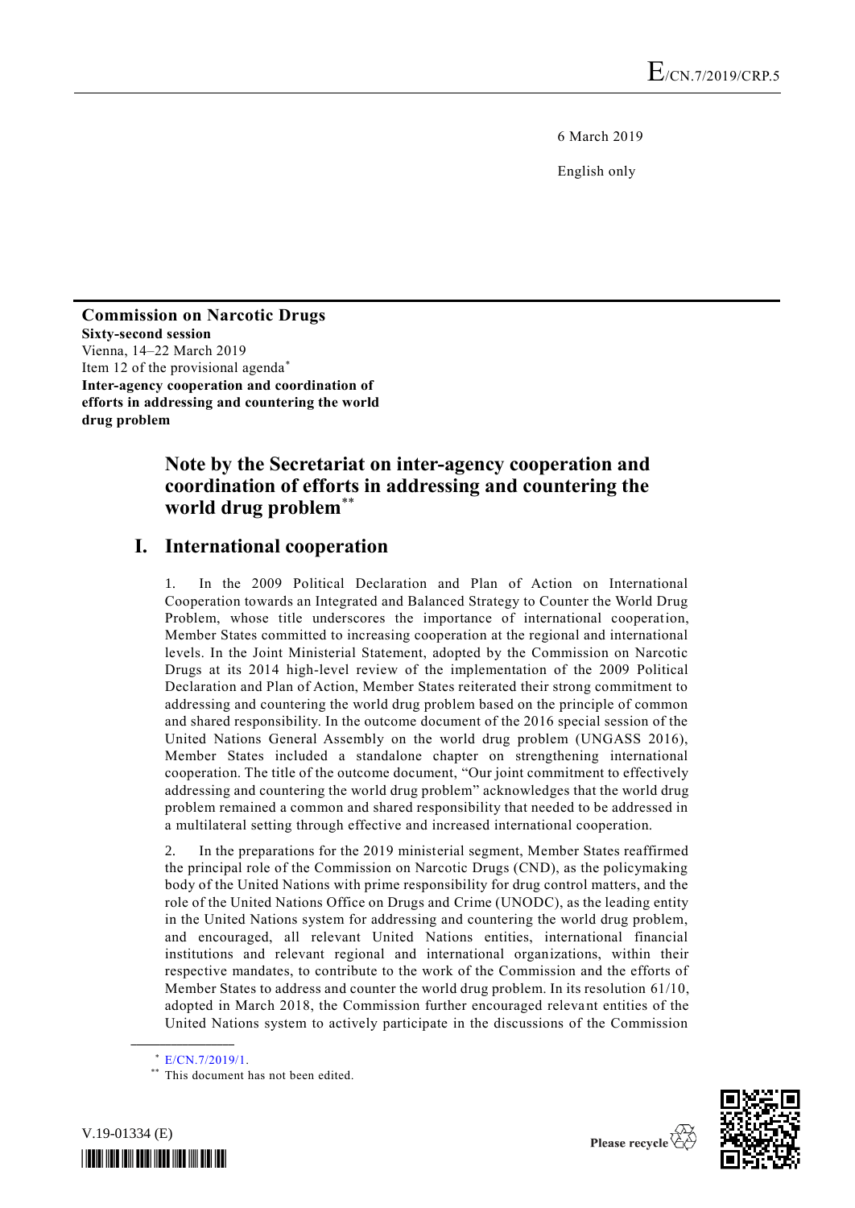E/CN.7/2019/CRP.5

6 March 2019

English only

**Commission on Narcotic Drugs**
**Sixty-second session**
Vienna, 14–22 March 2019
Item 12 of the provisional agenda*
**Inter-agency cooperation and coordination of efforts in addressing and countering the world drug problem**

# Note by the Secretariat on inter-agency cooperation and coordination of efforts in addressing and countering the world drug problem**

## I. International cooperation

1. In the 2009 Political Declaration and Plan of Action on International Cooperation towards an Integrated and Balanced Strategy to Counter the World Drug Problem, whose title underscores the importance of international cooperation, Member States committed to increasing cooperation at the regional and international levels. In the Joint Ministerial Statement, adopted by the Commission on Narcotic Drugs at its 2014 high-level review of the implementation of the 2009 Political Declaration and Plan of Action, Member States reiterated their strong commitment to addressing and countering the world drug problem based on the principle of common and shared responsibility. In the outcome document of the 2016 special session of the United Nations General Assembly on the world drug problem (UNGASS 2016), Member States included a standalone chapter on strengthening international cooperation. The title of the outcome document, "Our joint commitment to effectively addressing and countering the world drug problem" acknowledges that the world drug problem remained a common and shared responsibility that needed to be addressed in a multilateral setting through effective and increased international cooperation.

2. In the preparations for the 2019 ministerial segment, Member States reaffirmed the principal role of the Commission on Narcotic Drugs (CND), as the policymaking body of the United Nations with prime responsibility for drug control matters, and the role of the United Nations Office on Drugs and Crime (UNODC), as the leading entity in the United Nations system for addressing and countering the world drug problem, and encouraged, all relevant United Nations entities, international financial institutions and relevant regional and international organizations, within their respective mandates, to contribute to the work of the Commission and the efforts of Member States to address and counter the world drug problem. In its resolution 61/10, adopted in March 2018, the Commission further encouraged relevant entities of the United Nations system to actively participate in the discussions of the Commission

---

* E/CN.7/2019/1.

** This document has not been edited.

V.19-01334 (E)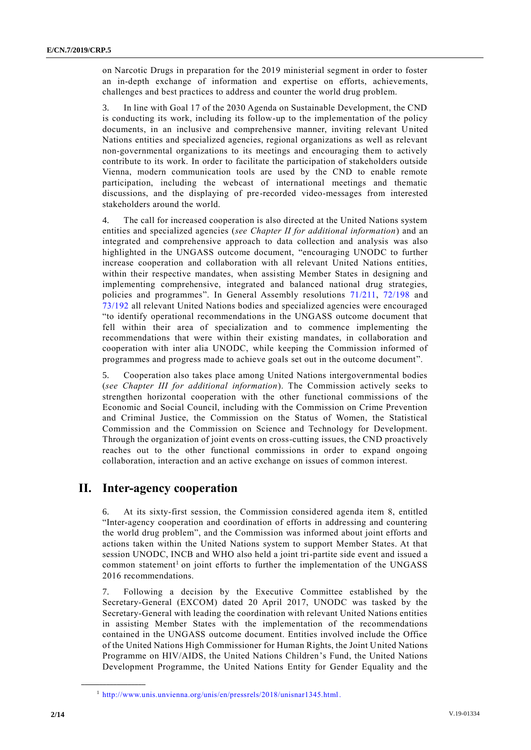on Narcotic Drugs in preparation for the 2019 ministerial segment in order to foster an in-depth exchange of information and expertise on efforts, achievements, challenges and best practices to address and counter the world drug problem.

3. In line with Goal 17 of the 2030 Agenda on Sustainable Development, the CND is conducting its work, including its follow-up to the implementation of the policy documents, in an inclusive and comprehensive manner, inviting relevant United Nations entities and specialized agencies, regional organizations as well as relevant non-governmental organizations to its meetings and encouraging them to actively contribute to its work. In order to facilitate the participation of stakeholders outside Vienna, modern communication tools are used by the CND to enable remote participation, including the webcast of international meetings and thematic discussions, and the displaying of pre-recorded video-messages from interested stakeholders around the world.

4. The call for increased cooperation is also directed at the United Nations system entities and specialized agencies (*see Chapter II for additional information*) and an integrated and comprehensive approach to data collection and analysis was also highlighted in the UNGASS outcome document, "encouraging UNODC to further increase cooperation and collaboration with all relevant United Nations entities, within their respective mandates, when assisting Member States in designing and implementing comprehensive, integrated and balanced national drug strategies, policies and programmes". In General Assembly resolutions 71/211, 72/198 and 73/192 all relevant United Nations bodies and specialized agencies were encouraged "to identify operational recommendations in the UNGASS outcome document that fell within their area of specialization and to commence implementing the recommendations that were within their existing mandates, in collaboration and cooperation with inter alia UNODC, while keeping the Commission informed of programmes and progress made to achieve goals set out in the outcome document".

5. Cooperation also takes place among United Nations intergovernmental bodies (*see Chapter III for additional information*). The Commission actively seeks to strengthen horizontal cooperation with the other functional commissions of the Economic and Social Council, including with the Commission on Crime Prevention and Criminal Justice, the Commission on the Status of Women, the Statistical Commission and the Commission on Science and Technology for Development. Through the organization of joint events on cross-cutting issues, the CND proactively reaches out to the other functional commissions in order to expand ongoing collaboration, interaction and an active exchange on issues of common interest.

## II. Inter-agency cooperation

6. At its sixty-first session, the Commission considered agenda item 8, entitled "Inter-agency cooperation and coordination of efforts in addressing and countering the world drug problem", and the Commission was informed about joint efforts and actions taken within the United Nations system to support Member States. At that session UNODC, INCB and WHO also held a joint tri-partite side event and issued a common statement[1] on joint efforts to further the implementation of the UNGASS 2016 recommendations.

7. Following a decision by the Executive Committee established by the Secretary-General (EXCOM) dated 20 April 2017, UNODC was tasked by the Secretary-General with leading the coordination with relevant United Nations entities in assisting Member States with the implementation of the recommendations contained in the UNGASS outcome document. Entities involved include the Office of the United Nations High Commissioner for Human Rights, the Joint United Nations Programme on HIV/AIDS, the United Nations Children's Fund, the United Nations Development Programme, the United Nations Entity for Gender Equality and the

[1] http://www.unis.unvienna.org/unis/en/pressrels/2018/unisnar1345.html.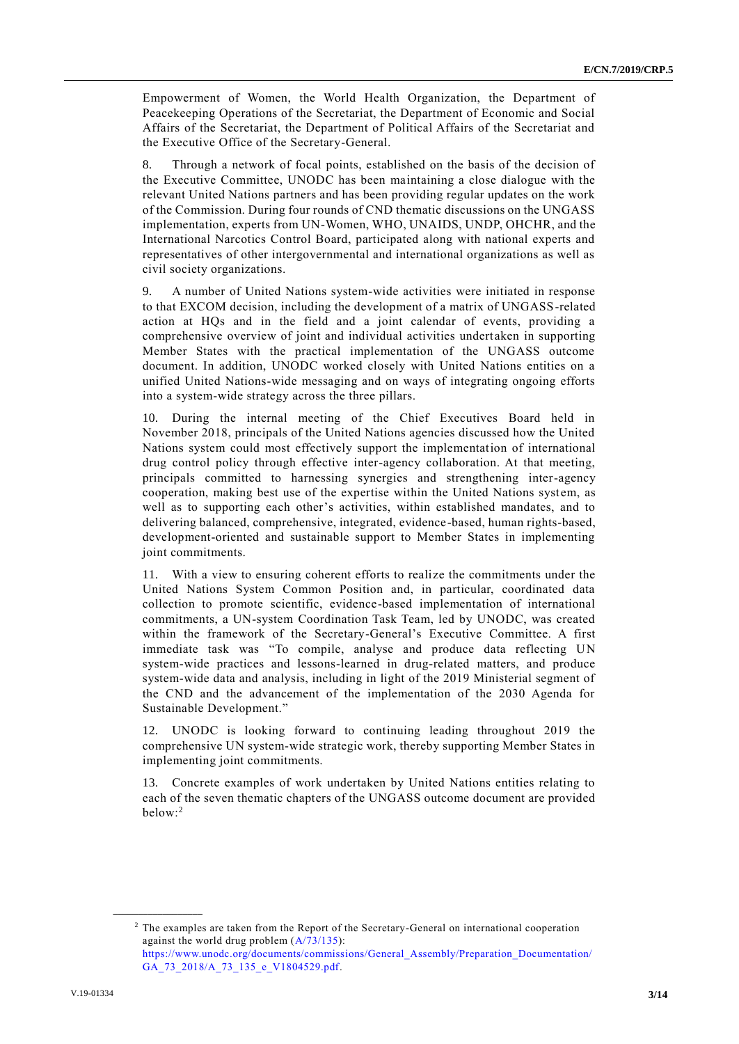Empowerment of Women, the World Health Organization, the Department of Peacekeeping Operations of the Secretariat, the Department of Economic and Social Affairs of the Secretariat, the Department of Political Affairs of the Secretariat and the Executive Office of the Secretary-General.

8. Through a network of focal points, established on the basis of the decision of the Executive Committee, UNODC has been maintaining a close dialogue with the relevant United Nations partners and has been providing regular updates on the work of the Commission. During four rounds of CND thematic discussions on the UNGASS implementation, experts from UN-Women, WHO, UNAIDS, UNDP, OHCHR, and the International Narcotics Control Board, participated along with national experts and representatives of other intergovernmental and international organizations as well as civil society organizations.

9. A number of United Nations system-wide activities were initiated in response to that EXCOM decision, including the development of a matrix of UNGASS-related action at HQs and in the field and a joint calendar of events, providing a comprehensive overview of joint and individual activities undertaken in supporting Member States with the practical implementation of the UNGASS outcome document. In addition, UNODC worked closely with United Nations entities on a unified United Nations-wide messaging and on ways of integrating ongoing efforts into a system-wide strategy across the three pillars.

10. During the internal meeting of the Chief Executives Board held in November 2018, principals of the United Nations agencies discussed how the United Nations system could most effectively support the implementation of international drug control policy through effective inter-agency collaboration. At that meeting, principals committed to harnessing synergies and strengthening inter-agency cooperation, making best use of the expertise within the United Nations system, as well as to supporting each other's activities, within established mandates, and to delivering balanced, comprehensive, integrated, evidence-based, human rights-based, development-oriented and sustainable support to Member States in implementing joint commitments.

11. With a view to ensuring coherent efforts to realize the commitments under the United Nations System Common Position and, in particular, coordinated data collection to promote scientific, evidence-based implementation of international commitments, a UN-system Coordination Task Team, led by UNODC, was created within the framework of the Secretary-General's Executive Committee. A first immediate task was "To compile, analyse and produce data reflecting UN system-wide practices and lessons-learned in drug-related matters, and produce system-wide data and analysis, including in light of the 2019 Ministerial segment of the CND and the advancement of the implementation of the 2030 Agenda for Sustainable Development."

12. UNODC is looking forward to continuing leading throughout 2019 the comprehensive UN system-wide strategic work, thereby supporting Member States in implementing joint commitments.

13. Concrete examples of work undertaken by United Nations entities relating to each of the seven thematic chapters of the UNGASS outcome document are provided below:[2]

---

[2] The examples are taken from the Report of the Secretary-General on international cooperation against the world drug problem (A/73/135): https://www.unodc.org/documents/commissions/General_Assembly/Preparation_Documentation/GA_73_2018/A_73_135_e_V1804529.pdf.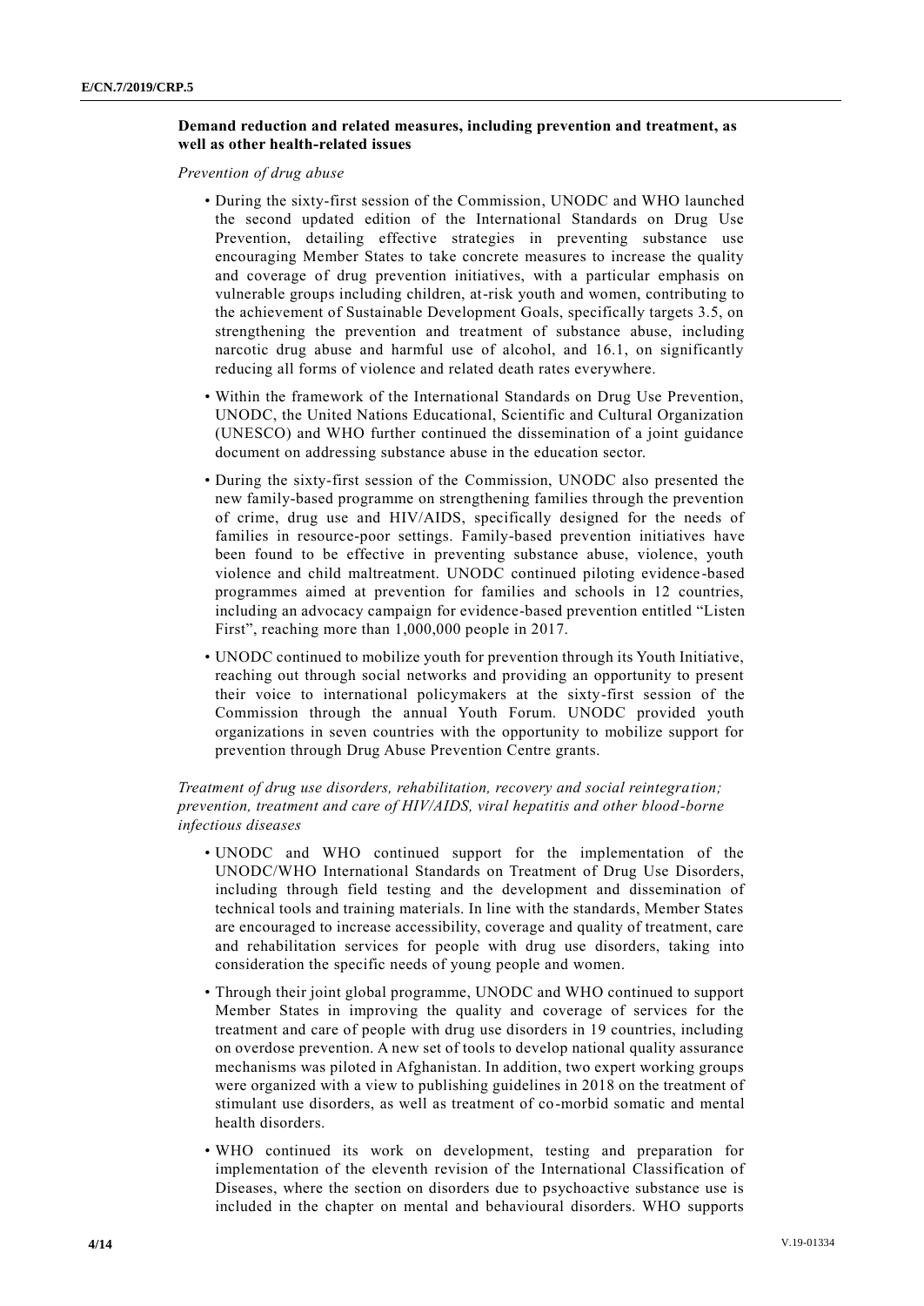**Demand reduction and related measures, including prevention and treatment, as well as other health-related issues**

*Prevention of drug abuse*

- During the sixty-first session of the Commission, UNODC and WHO launched the second updated edition of the International Standards on Drug Use Prevention, detailing effective strategies in preventing substance use encouraging Member States to take concrete measures to increase the quality and coverage of drug prevention initiatives, with a particular emphasis on vulnerable groups including children, at-risk youth and women, contributing to the achievement of Sustainable Development Goals, specifically targets 3.5, on strengthening the prevention and treatment of substance abuse, including narcotic drug abuse and harmful use of alcohol, and 16.1, on significantly reducing all forms of violence and related death rates everywhere.
- Within the framework of the International Standards on Drug Use Prevention, UNODC, the United Nations Educational, Scientific and Cultural Organization (UNESCO) and WHO further continued the dissemination of a joint guidance document on addressing substance abuse in the education sector.
- During the sixty-first session of the Commission, UNODC also presented the new family-based programme on strengthening families through the prevention of crime, drug use and HIV/AIDS, specifically designed for the needs of families in resource-poor settings. Family-based prevention initiatives have been found to be effective in preventing substance abuse, violence, youth violence and child maltreatment. UNODC continued piloting evidence-based programmes aimed at prevention for families and schools in 12 countries, including an advocacy campaign for evidence-based prevention entitled "Listen First", reaching more than 1,000,000 people in 2017.
- UNODC continued to mobilize youth for prevention through its Youth Initiative, reaching out through social networks and providing an opportunity to present their voice to international policymakers at the sixty-first session of the Commission through the annual Youth Forum. UNODC provided youth organizations in seven countries with the opportunity to mobilize support for prevention through Drug Abuse Prevention Centre grants.

*Treatment of drug use disorders, rehabilitation, recovery and social reintegration; prevention, treatment and care of HIV/AIDS, viral hepatitis and other blood-borne infectious diseases*

- UNODC and WHO continued support for the implementation of the UNODC/WHO International Standards on Treatment of Drug Use Disorders, including through field testing and the development and dissemination of technical tools and training materials. In line with the standards, Member States are encouraged to increase accessibility, coverage and quality of treatment, care and rehabilitation services for people with drug use disorders, taking into consideration the specific needs of young people and women.
- Through their joint global programme, UNODC and WHO continued to support Member States in improving the quality and coverage of services for the treatment and care of people with drug use disorders in 19 countries, including on overdose prevention. A new set of tools to develop national quality assurance mechanisms was piloted in Afghanistan. In addition, two expert working groups were organized with a view to publishing guidelines in 2018 on the treatment of stimulant use disorders, as well as treatment of co-morbid somatic and mental health disorders.
- WHO continued its work on development, testing and preparation for implementation of the eleventh revision of the International Classification of Diseases, where the section on disorders due to psychoactive substance use is included in the chapter on mental and behavioural disorders. WHO supports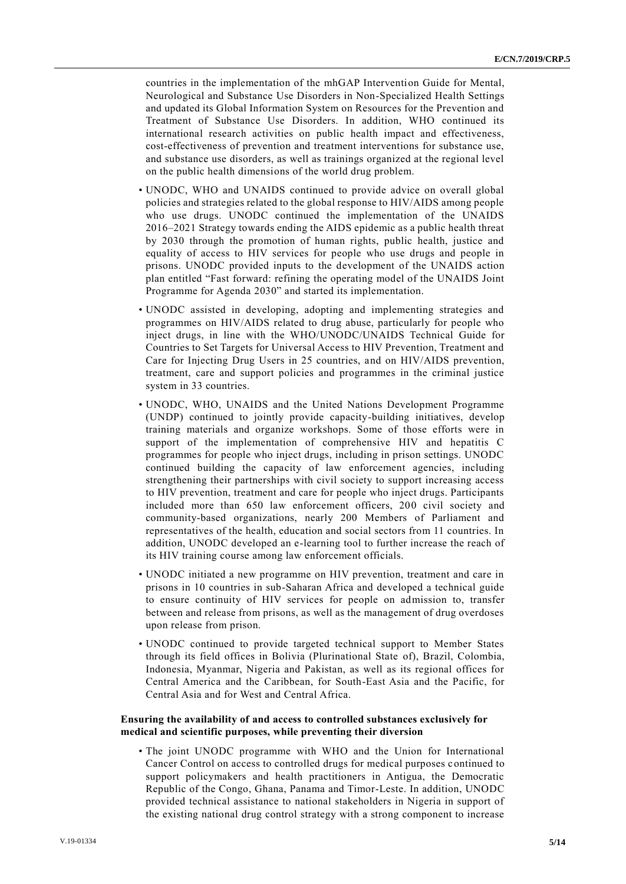countries in the implementation of the mhGAP Intervention Guide for Mental, Neurological and Substance Use Disorders in Non-Specialized Health Settings and updated its Global Information System on Resources for the Prevention and Treatment of Substance Use Disorders. In addition, WHO continued its international research activities on public health impact and effectiveness, cost-effectiveness of prevention and treatment interventions for substance use, and substance use disorders, as well as trainings organized at the regional level on the public health dimensions of the world drug problem.

- UNODC, WHO and UNAIDS continued to provide advice on overall global policies and strategies related to the global response to HIV/AIDS among people who use drugs. UNODC continued the implementation of the UNAIDS 2016–2021 Strategy towards ending the AIDS epidemic as a public health threat by 2030 through the promotion of human rights, public health, justice and equality of access to HIV services for people who use drugs and people in prisons. UNODC provided inputs to the development of the UNAIDS action plan entitled "Fast forward: refining the operating model of the UNAIDS Joint Programme for Agenda 2030" and started its implementation.
- UNODC assisted in developing, adopting and implementing strategies and programmes on HIV/AIDS related to drug abuse, particularly for people who inject drugs, in line with the WHO/UNODC/UNAIDS Technical Guide for Countries to Set Targets for Universal Access to HIV Prevention, Treatment and Care for Injecting Drug Users in 25 countries, and on HIV/AIDS prevention, treatment, care and support policies and programmes in the criminal justice system in 33 countries.
- UNODC, WHO, UNAIDS and the United Nations Development Programme (UNDP) continued to jointly provide capacity-building initiatives, develop training materials and organize workshops. Some of those efforts were in support of the implementation of comprehensive HIV and hepatitis C programmes for people who inject drugs, including in prison settings. UNODC continued building the capacity of law enforcement agencies, including strengthening their partnerships with civil society to support increasing access to HIV prevention, treatment and care for people who inject drugs. Participants included more than 650 law enforcement officers, 200 civil society and community-based organizations, nearly 200 Members of Parliament and representatives of the health, education and social sectors from 11 countries. In addition, UNODC developed an e-learning tool to further increase the reach of its HIV training course among law enforcement officials.
- UNODC initiated a new programme on HIV prevention, treatment and care in prisons in 10 countries in sub-Saharan Africa and developed a technical guide to ensure continuity of HIV services for people on admission to, transfer between and release from prisons, as well as the management of drug overdoses upon release from prison.
- UNODC continued to provide targeted technical support to Member States through its field offices in Bolivia (Plurinational State of), Brazil, Colombia, Indonesia, Myanmar, Nigeria and Pakistan, as well as its regional offices for Central America and the Caribbean, for South-East Asia and the Pacific, for Central Asia and for West and Central Africa.

**Ensuring the availability of and access to controlled substances exclusively for medical and scientific purposes, while preventing their diversion**

- The joint UNODC programme with WHO and the Union for International Cancer Control on access to controlled drugs for medical purposes continued to support policymakers and health practitioners in Antigua, the Democratic Republic of the Congo, Ghana, Panama and Timor-Leste. In addition, UNODC provided technical assistance to national stakeholders in Nigeria in support of the existing national drug control strategy with a strong component to increase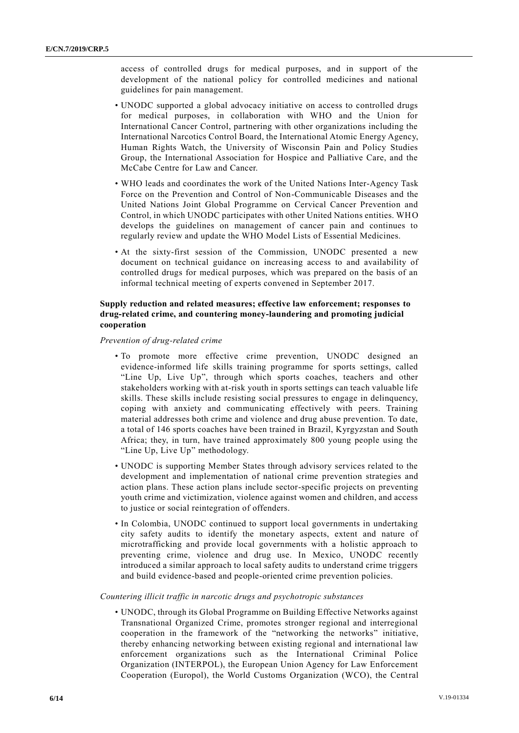access of controlled drugs for medical purposes, and in support of the development of the national policy for controlled medicines and national guidelines for pain management.

- UNODC supported a global advocacy initiative on access to controlled drugs for medical purposes, in collaboration with WHO and the Union for International Cancer Control, partnering with other organizations including the International Narcotics Control Board, the International Atomic Energy Agency, Human Rights Watch, the University of Wisconsin Pain and Policy Studies Group, the International Association for Hospice and Palliative Care, and the McCabe Centre for Law and Cancer.
- WHO leads and coordinates the work of the United Nations Inter-Agency Task Force on the Prevention and Control of Non-Communicable Diseases and the United Nations Joint Global Programme on Cervical Cancer Prevention and Control, in which UNODC participates with other United Nations entities. WHO develops the guidelines on management of cancer pain and continues to regularly review and update the WHO Model Lists of Essential Medicines.
- At the sixty-first session of the Commission, UNODC presented a new document on technical guidance on increasing access to and availability of controlled drugs for medical purposes, which was prepared on the basis of an informal technical meeting of experts convened in September 2017.

**Supply reduction and related measures; effective law enforcement; responses to drug-related crime, and countering money-laundering and promoting judicial cooperation**

*Prevention of drug-related crime*

- To promote more effective crime prevention, UNODC designed an evidence-informed life skills training programme for sports settings, called "Line Up, Live Up", through which sports coaches, teachers and other stakeholders working with at-risk youth in sports settings can teach valuable life skills. These skills include resisting social pressures to engage in delinquency, coping with anxiety and communicating effectively with peers. Training material addresses both crime and violence and drug abuse prevention. To date, a total of 146 sports coaches have been trained in Brazil, Kyrgyzstan and South Africa; they, in turn, have trained approximately 800 young people using the "Line Up, Live Up" methodology.
- UNODC is supporting Member States through advisory services related to the development and implementation of national crime prevention strategies and action plans. These action plans include sector-specific projects on preventing youth crime and victimization, violence against women and children, and access to justice or social reintegration of offenders.
- In Colombia, UNODC continued to support local governments in undertaking city safety audits to identify the monetary aspects, extent and nature of microtrafficking and provide local governments with a holistic approach to preventing crime, violence and drug use. In Mexico, UNODC recently introduced a similar approach to local safety audits to understand crime triggers and build evidence-based and people-oriented crime prevention policies.

*Countering illicit traffic in narcotic drugs and psychotropic substances*

- UNODC, through its Global Programme on Building Effective Networks against Transnational Organized Crime, promotes stronger regional and interregional cooperation in the framework of the "networking the networks" initiative, thereby enhancing networking between existing regional and international law enforcement organizations such as the International Criminal Police Organization (INTERPOL), the European Union Agency for Law Enforcement Cooperation (Europol), the World Customs Organization (WCO), the Central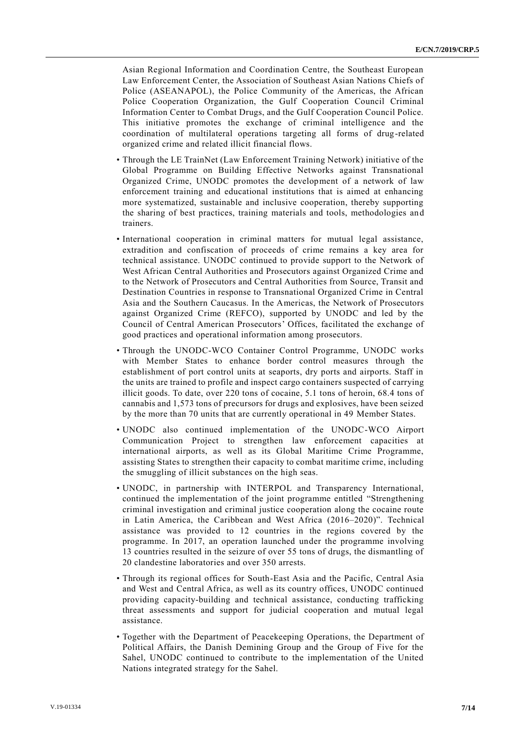Asian Regional Information and Coordination Centre, the Southeast European Law Enforcement Center, the Association of Southeast Asian Nations Chiefs of Police (ASEANAPOL), the Police Community of the Americas, the African Police Cooperation Organization, the Gulf Cooperation Council Criminal Information Center to Combat Drugs, and the Gulf Cooperation Council Police. This initiative promotes the exchange of criminal intelligence and the coordination of multilateral operations targeting all forms of drug-related organized crime and related illicit financial flows.

- Through the LE TrainNet (Law Enforcement Training Network) initiative of the Global Programme on Building Effective Networks against Transnational Organized Crime, UNODC promotes the development of a network of law enforcement training and educational institutions that is aimed at enhancing more systematized, sustainable and inclusive cooperation, thereby supporting the sharing of best practices, training materials and tools, methodologies and trainers.
- International cooperation in criminal matters for mutual legal assistance, extradition and confiscation of proceeds of crime remains a key area for technical assistance. UNODC continued to provide support to the Network of West African Central Authorities and Prosecutors against Organized Crime and to the Network of Prosecutors and Central Authorities from Source, Transit and Destination Countries in response to Transnational Organized Crime in Central Asia and the Southern Caucasus. In the Americas, the Network of Prosecutors against Organized Crime (REFCO), supported by UNODC and led by the Council of Central American Prosecutors' Offices, facilitated the exchange of good practices and operational information among prosecutors.
- Through the UNODC-WCO Container Control Programme, UNODC works with Member States to enhance border control measures through the establishment of port control units at seaports, dry ports and airports. Staff in the units are trained to profile and inspect cargo containers suspected of carrying illicit goods. To date, over 220 tons of cocaine, 5.1 tons of heroin, 68.4 tons of cannabis and 1,573 tons of precursors for drugs and explosives, have been seized by the more than 70 units that are currently operational in 49 Member States.
- UNODC also continued implementation of the UNODC-WCO Airport Communication Project to strengthen law enforcement capacities at international airports, as well as its Global Maritime Crime Programme, assisting States to strengthen their capacity to combat maritime crime, including the smuggling of illicit substances on the high seas.
- UNODC, in partnership with INTERPOL and Transparency International, continued the implementation of the joint programme entitled "Strengthening criminal investigation and criminal justice cooperation along the cocaine route in Latin America, the Caribbean and West Africa (2016–2020)". Technical assistance was provided to 12 countries in the regions covered by the programme. In 2017, an operation launched under the programme involving 13 countries resulted in the seizure of over 55 tons of drugs, the dismantling of 20 clandestine laboratories and over 350 arrests.
- Through its regional offices for South-East Asia and the Pacific, Central Asia and West and Central Africa, as well as its country offices, UNODC continued providing capacity-building and technical assistance, conducting trafficking threat assessments and support for judicial cooperation and mutual legal assistance.
- Together with the Department of Peacekeeping Operations, the Department of Political Affairs, the Danish Demining Group and the Group of Five for the Sahel, UNODC continued to contribute to the implementation of the United Nations integrated strategy for the Sahel.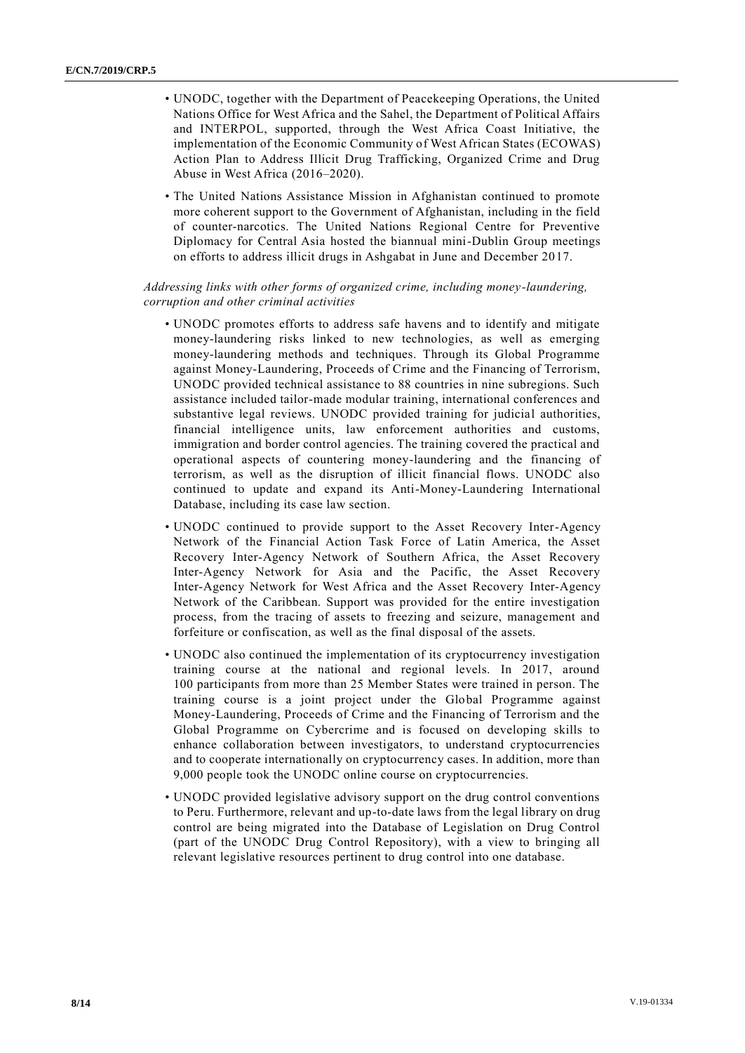- UNODC, together with the Department of Peacekeeping Operations, the United Nations Office for West Africa and the Sahel, the Department of Political Affairs and INTERPOL, supported, through the West Africa Coast Initiative, the implementation of the Economic Community of West African States (ECOWAS) Action Plan to Address Illicit Drug Trafficking, Organized Crime and Drug Abuse in West Africa (2016–2020).

- The United Nations Assistance Mission in Afghanistan continued to promote more coherent support to the Government of Afghanistan, including in the field of counter-narcotics. The United Nations Regional Centre for Preventive Diplomacy for Central Asia hosted the biannual mini-Dublin Group meetings on efforts to address illicit drugs in Ashgabat in June and December 2017.

*Addressing links with other forms of organized crime, including money-laundering, corruption and other criminal activities*

- UNODC promotes efforts to address safe havens and to identify and mitigate money-laundering risks linked to new technologies, as well as emerging money-laundering methods and techniques. Through its Global Programme against Money-Laundering, Proceeds of Crime and the Financing of Terrorism, UNODC provided technical assistance to 88 countries in nine subregions. Such assistance included tailor-made modular training, international conferences and substantive legal reviews. UNODC provided training for judicial authorities, financial intelligence units, law enforcement authorities and customs, immigration and border control agencies. The training covered the practical and operational aspects of countering money-laundering and the financing of terrorism, as well as the disruption of illicit financial flows. UNODC also continued to update and expand its Anti-Money-Laundering International Database, including its case law section.

- UNODC continued to provide support to the Asset Recovery Inter-Agency Network of the Financial Action Task Force of Latin America, the Asset Recovery Inter-Agency Network of Southern Africa, the Asset Recovery Inter-Agency Network for Asia and the Pacific, the Asset Recovery Inter-Agency Network for West Africa and the Asset Recovery Inter-Agency Network of the Caribbean. Support was provided for the entire investigation process, from the tracing of assets to freezing and seizure, management and forfeiture or confiscation, as well as the final disposal of the assets.

- UNODC also continued the implementation of its cryptocurrency investigation training course at the national and regional levels. In 2017, around 100 participants from more than 25 Member States were trained in person. The training course is a joint project under the Global Programme against Money-Laundering, Proceeds of Crime and the Financing of Terrorism and the Global Programme on Cybercrime and is focused on developing skills to enhance collaboration between investigators, to understand cryptocurrencies and to cooperate internationally on cryptocurrency cases. In addition, more than 9,000 people took the UNODC online course on cryptocurrencies.

- UNODC provided legislative advisory support on the drug control conventions to Peru. Furthermore, relevant and up-to-date laws from the legal library on drug control are being migrated into the Database of Legislation on Drug Control (part of the UNODC Drug Control Repository), with a view to bringing all relevant legislative resources pertinent to drug control into one database.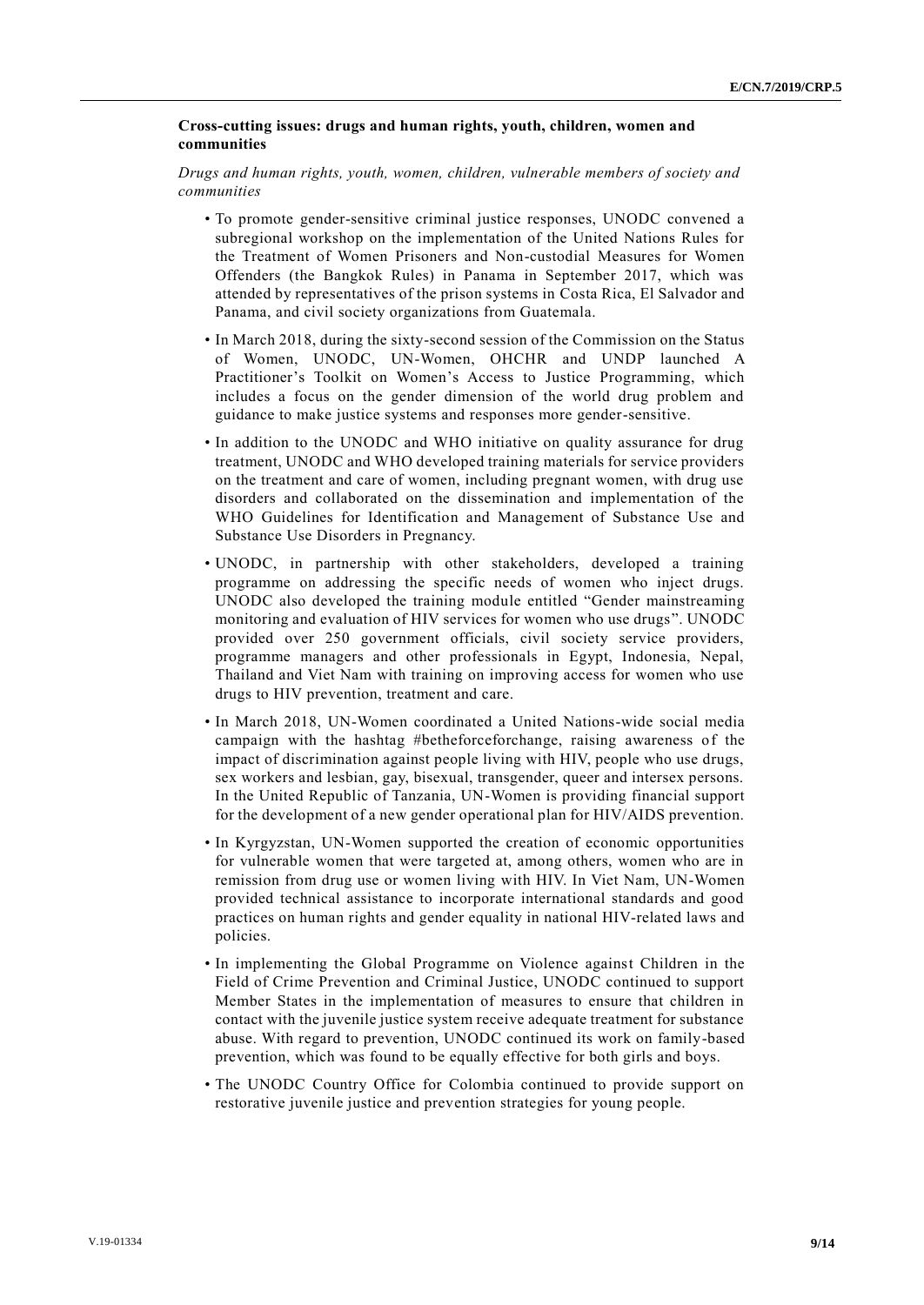**Cross-cutting issues: drugs and human rights, youth, children, women and communities**

*Drugs and human rights, youth, women, children, vulnerable members of society and communities*

- To promote gender-sensitive criminal justice responses, UNODC convened a subregional workshop on the implementation of the United Nations Rules for the Treatment of Women Prisoners and Non-custodial Measures for Women Offenders (the Bangkok Rules) in Panama in September 2017, which was attended by representatives of the prison systems in Costa Rica, El Salvador and Panama, and civil society organizations from Guatemala.
- In March 2018, during the sixty-second session of the Commission on the Status of Women, UNODC, UN-Women, OHCHR and UNDP launched A Practitioner's Toolkit on Women's Access to Justice Programming, which includes a focus on the gender dimension of the world drug problem and guidance to make justice systems and responses more gender-sensitive.
- In addition to the UNODC and WHO initiative on quality assurance for drug treatment, UNODC and WHO developed training materials for service providers on the treatment and care of women, including pregnant women, with drug use disorders and collaborated on the dissemination and implementation of the WHO Guidelines for Identification and Management of Substance Use and Substance Use Disorders in Pregnancy.
- UNODC, in partnership with other stakeholders, developed a training programme on addressing the specific needs of women who inject drugs. UNODC also developed the training module entitled "Gender mainstreaming monitoring and evaluation of HIV services for women who use drugs". UNODC provided over 250 government officials, civil society service providers, programme managers and other professionals in Egypt, Indonesia, Nepal, Thailand and Viet Nam with training on improving access for women who use drugs to HIV prevention, treatment and care.
- In March 2018, UN-Women coordinated a United Nations-wide social media campaign with the hashtag #betheforceforchange, raising awareness of the impact of discrimination against people living with HIV, people who use drugs, sex workers and lesbian, gay, bisexual, transgender, queer and intersex persons. In the United Republic of Tanzania, UN-Women is providing financial support for the development of a new gender operational plan for HIV/AIDS prevention.
- In Kyrgyzstan, UN-Women supported the creation of economic opportunities for vulnerable women that were targeted at, among others, women who are in remission from drug use or women living with HIV. In Viet Nam, UN-Women provided technical assistance to incorporate international standards and good practices on human rights and gender equality in national HIV-related laws and policies.
- In implementing the Global Programme on Violence against Children in the Field of Crime Prevention and Criminal Justice, UNODC continued to support Member States in the implementation of measures to ensure that children in contact with the juvenile justice system receive adequate treatment for substance abuse. With regard to prevention, UNODC continued its work on family-based prevention, which was found to be equally effective for both girls and boys.
- The UNODC Country Office for Colombia continued to provide support on restorative juvenile justice and prevention strategies for young people.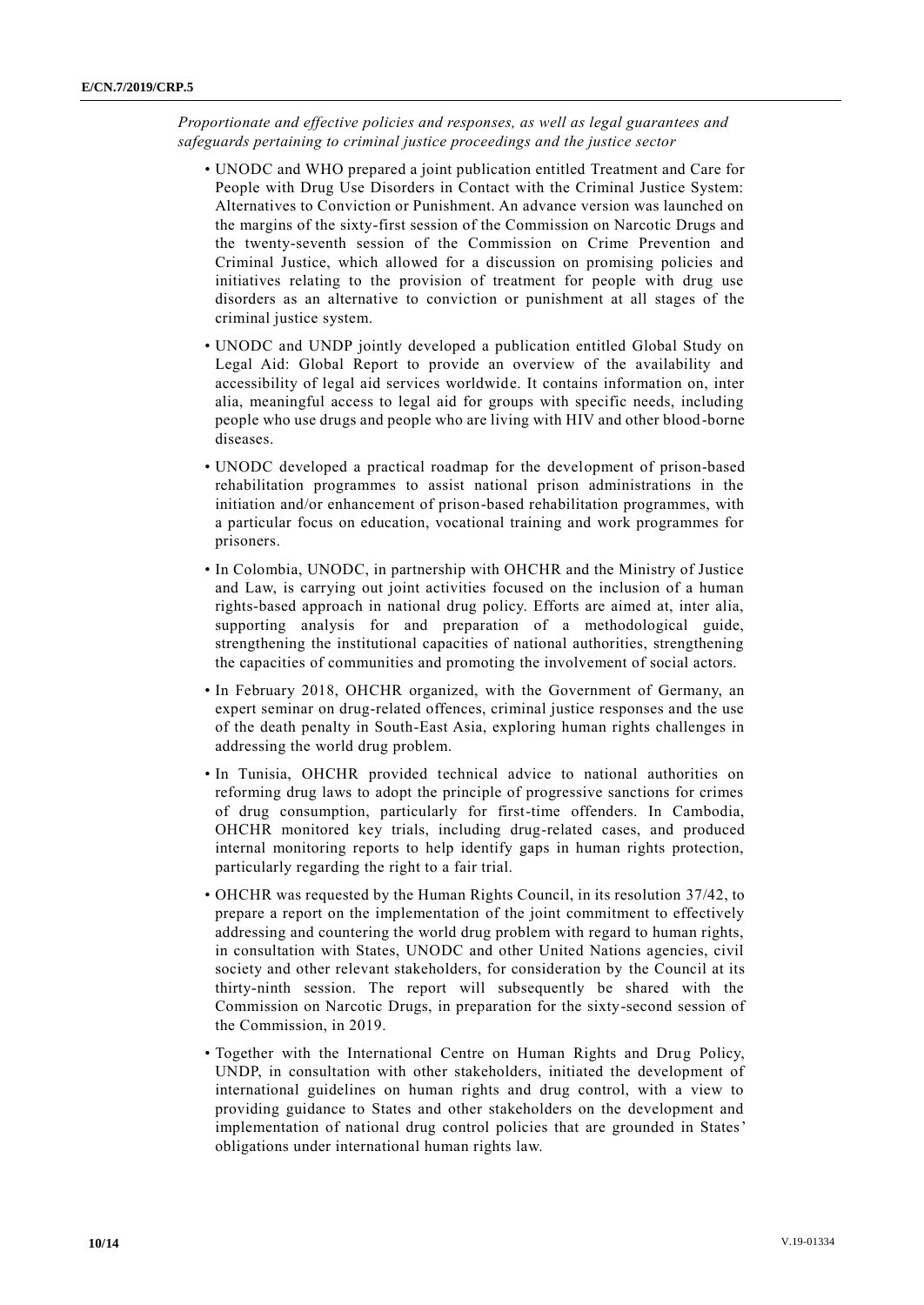*Proportionate and effective policies and responses, as well as legal guarantees and safeguards pertaining to criminal justice proceedings and the justice sector*

- UNODC and WHO prepared a joint publication entitled Treatment and Care for People with Drug Use Disorders in Contact with the Criminal Justice System: Alternatives to Conviction or Punishment. An advance version was launched on the margins of the sixty-first session of the Commission on Narcotic Drugs and the twenty-seventh session of the Commission on Crime Prevention and Criminal Justice, which allowed for a discussion on promising policies and initiatives relating to the provision of treatment for people with drug use disorders as an alternative to conviction or punishment at all stages of the criminal justice system.

- UNODC and UNDP jointly developed a publication entitled Global Study on Legal Aid: Global Report to provide an overview of the availability and accessibility of legal aid services worldwide. It contains information on, inter alia, meaningful access to legal aid for groups with specific needs, including people who use drugs and people who are living with HIV and other blood-borne diseases.

- UNODC developed a practical roadmap for the development of prison-based rehabilitation programmes to assist national prison administrations in the initiation and/or enhancement of prison-based rehabilitation programmes, with a particular focus on education, vocational training and work programmes for prisoners.

- In Colombia, UNODC, in partnership with OHCHR and the Ministry of Justice and Law, is carrying out joint activities focused on the inclusion of a human rights-based approach in national drug policy. Efforts are aimed at, inter alia, supporting analysis for and preparation of a methodological guide, strengthening the institutional capacities of national authorities, strengthening the capacities of communities and promoting the involvement of social actors.

- In February 2018, OHCHR organized, with the Government of Germany, an expert seminar on drug-related offences, criminal justice responses and the use of the death penalty in South-East Asia, exploring human rights challenges in addressing the world drug problem.

- In Tunisia, OHCHR provided technical advice to national authorities on reforming drug laws to adopt the principle of progressive sanctions for crimes of drug consumption, particularly for first-time offenders. In Cambodia, OHCHR monitored key trials, including drug-related cases, and produced internal monitoring reports to help identify gaps in human rights protection, particularly regarding the right to a fair trial.

- OHCHR was requested by the Human Rights Council, in its resolution 37/42, to prepare a report on the implementation of the joint commitment to effectively addressing and countering the world drug problem with regard to human rights, in consultation with States, UNODC and other United Nations agencies, civil society and other relevant stakeholders, for consideration by the Council at its thirty-ninth session. The report will subsequently be shared with the Commission on Narcotic Drugs, in preparation for the sixty-second session of the Commission, in 2019.

- Together with the International Centre on Human Rights and Drug Policy, UNDP, in consultation with other stakeholders, initiated the development of international guidelines on human rights and drug control, with a view to providing guidance to States and other stakeholders on the development and implementation of national drug control policies that are grounded in States' obligations under international human rights law.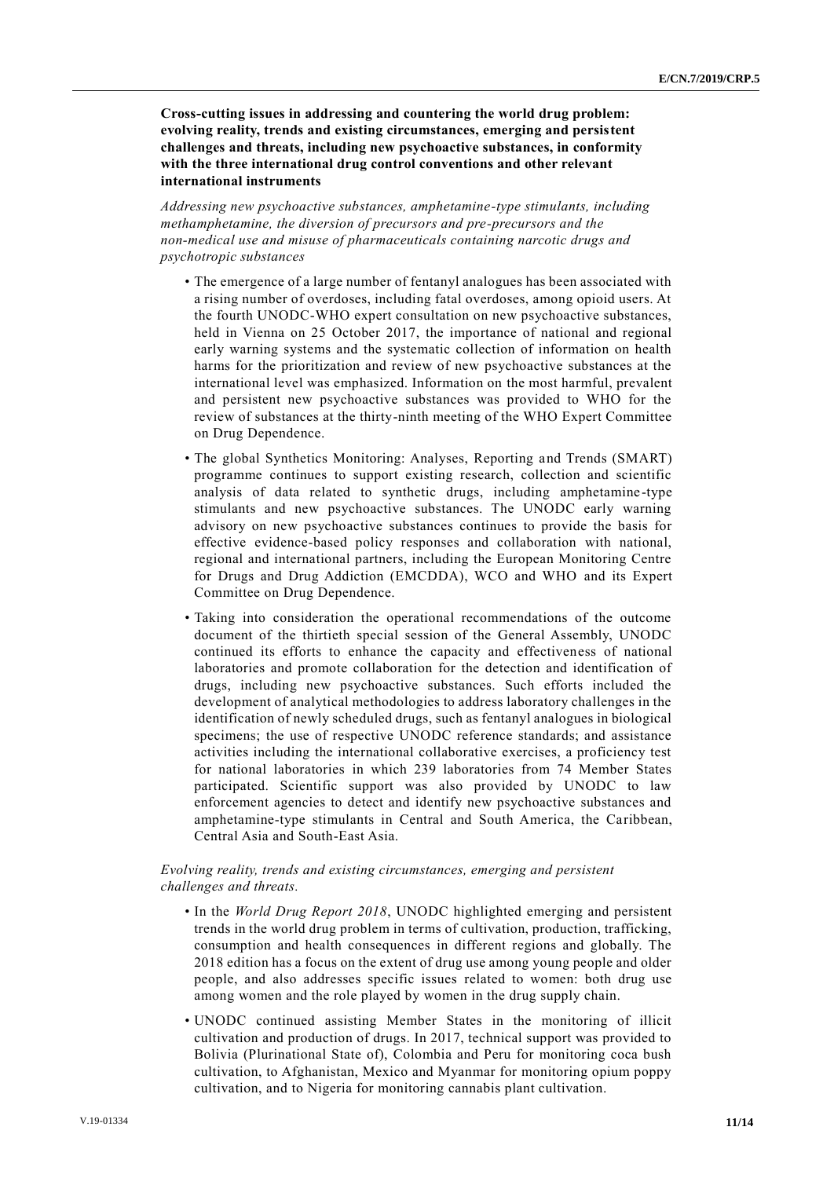**Cross-cutting issues in addressing and countering the world drug problem: evolving reality, trends and existing circumstances, emerging and persistent challenges and threats, including new psychoactive substances, in conformity with the three international drug control conventions and other relevant international instruments**

*Addressing new psychoactive substances, amphetamine-type stimulants, including methamphetamine, the diversion of precursors and pre-precursors and the non-medical use and misuse of pharmaceuticals containing narcotic drugs and psychotropic substances*

- The emergence of a large number of fentanyl analogues has been associated with a rising number of overdoses, including fatal overdoses, among opioid users. At the fourth UNODC-WHO expert consultation on new psychoactive substances, held in Vienna on 25 October 2017, the importance of national and regional early warning systems and the systematic collection of information on health harms for the prioritization and review of new psychoactive substances at the international level was emphasized. Information on the most harmful, prevalent and persistent new psychoactive substances was provided to WHO for the review of substances at the thirty-ninth meeting of the WHO Expert Committee on Drug Dependence.
- The global Synthetics Monitoring: Analyses, Reporting and Trends (SMART) programme continues to support existing research, collection and scientific analysis of data related to synthetic drugs, including amphetamine-type stimulants and new psychoactive substances. The UNODC early warning advisory on new psychoactive substances continues to provide the basis for effective evidence-based policy responses and collaboration with national, regional and international partners, including the European Monitoring Centre for Drugs and Drug Addiction (EMCDDA), WCO and WHO and its Expert Committee on Drug Dependence.
- Taking into consideration the operational recommendations of the outcome document of the thirtieth special session of the General Assembly, UNODC continued its efforts to enhance the capacity and effectiveness of national laboratories and promote collaboration for the detection and identification of drugs, including new psychoactive substances. Such efforts included the development of analytical methodologies to address laboratory challenges in the identification of newly scheduled drugs, such as fentanyl analogues in biological specimens; the use of respective UNODC reference standards; and assistance activities including the international collaborative exercises, a proficiency test for national laboratories in which 239 laboratories from 74 Member States participated. Scientific support was also provided by UNODC to law enforcement agencies to detect and identify new psychoactive substances and amphetamine-type stimulants in Central and South America, the Caribbean, Central Asia and South-East Asia.

*Evolving reality, trends and existing circumstances, emerging and persistent challenges and threats.*

- In the *World Drug Report 2018*, UNODC highlighted emerging and persistent trends in the world drug problem in terms of cultivation, production, trafficking, consumption and health consequences in different regions and globally. The 2018 edition has a focus on the extent of drug use among young people and older people, and also addresses specific issues related to women: both drug use among women and the role played by women in the drug supply chain.
- UNODC continued assisting Member States in the monitoring of illicit cultivation and production of drugs. In 2017, technical support was provided to Bolivia (Plurinational State of), Colombia and Peru for monitoring coca bush cultivation, to Afghanistan, Mexico and Myanmar for monitoring opium poppy cultivation, and to Nigeria for monitoring cannabis plant cultivation.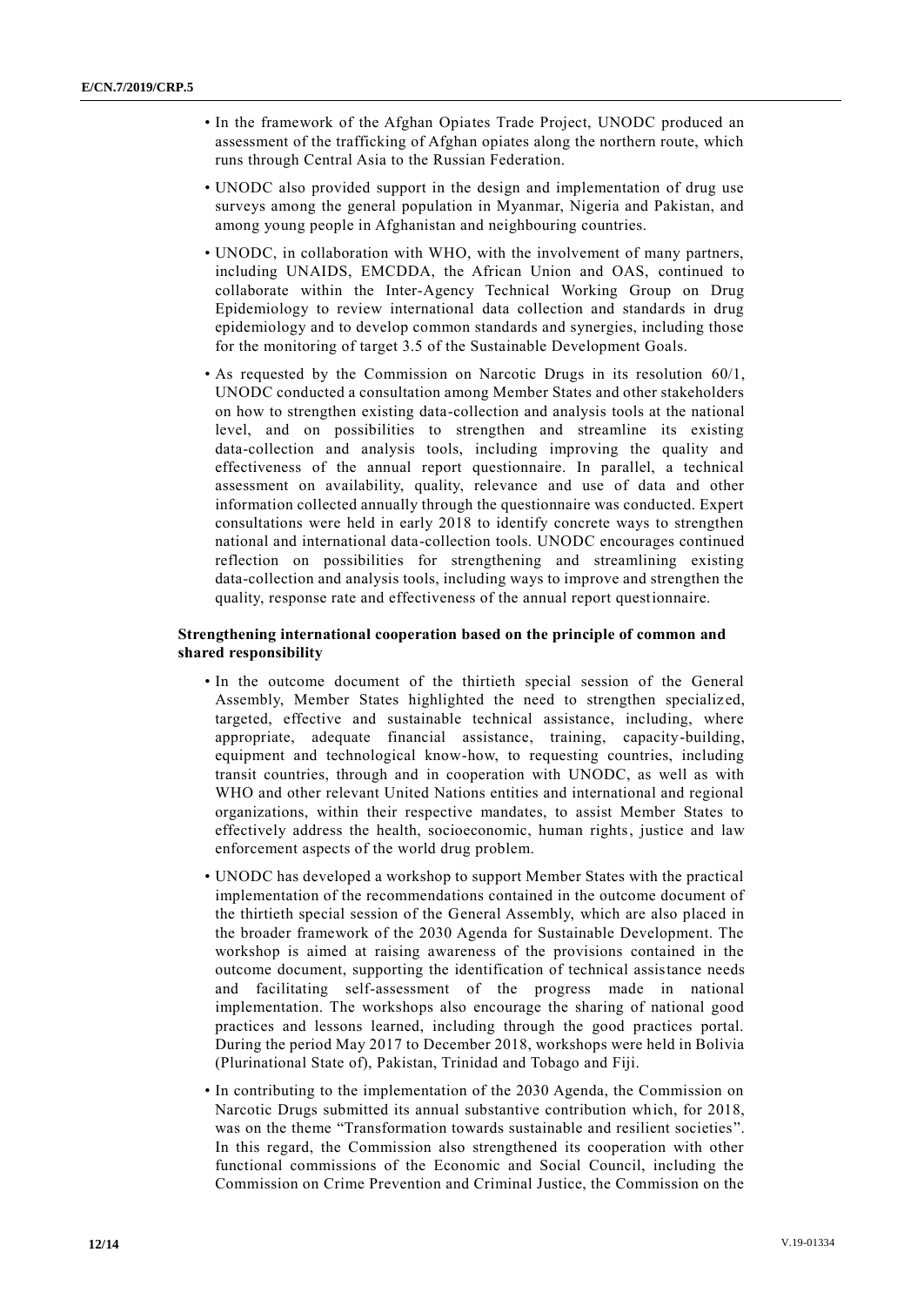- In the framework of the Afghan Opiates Trade Project, UNODC produced an assessment of the trafficking of Afghan opiates along the northern route, which runs through Central Asia to the Russian Federation.
- UNODC also provided support in the design and implementation of drug use surveys among the general population in Myanmar, Nigeria and Pakistan, and among young people in Afghanistan and neighbouring countries.
- UNODC, in collaboration with WHO, with the involvement of many partners, including UNAIDS, EMCDDA, the African Union and OAS, continued to collaborate within the Inter-Agency Technical Working Group on Drug Epidemiology to review international data collection and standards in drug epidemiology and to develop common standards and synergies, including those for the monitoring of target 3.5 of the Sustainable Development Goals.
- As requested by the Commission on Narcotic Drugs in its resolution 60/1, UNODC conducted a consultation among Member States and other stakeholders on how to strengthen existing data-collection and analysis tools at the national level, and on possibilities to strengthen and streamline its existing data-collection and analysis tools, including improving the quality and effectiveness of the annual report questionnaire. In parallel, a technical assessment on availability, quality, relevance and use of data and other information collected annually through the questionnaire was conducted. Expert consultations were held in early 2018 to identify concrete ways to strengthen national and international data-collection tools. UNODC encourages continued reflection on possibilities for strengthening and streamlining existing data-collection and analysis tools, including ways to improve and strengthen the quality, response rate and effectiveness of the annual report questionnaire.

**Strengthening international cooperation based on the principle of common and shared responsibility**

- In the outcome document of the thirtieth special session of the General Assembly, Member States highlighted the need to strengthen specialized, targeted, effective and sustainable technical assistance, including, where appropriate, adequate financial assistance, training, capacity-building, equipment and technological know-how, to requesting countries, including transit countries, through and in cooperation with UNODC, as well as with WHO and other relevant United Nations entities and international and regional organizations, within their respective mandates, to assist Member States to effectively address the health, socioeconomic, human rights, justice and law enforcement aspects of the world drug problem.
- UNODC has developed a workshop to support Member States with the practical implementation of the recommendations contained in the outcome document of the thirtieth special session of the General Assembly, which are also placed in the broader framework of the 2030 Agenda for Sustainable Development. The workshop is aimed at raising awareness of the provisions contained in the outcome document, supporting the identification of technical assistance needs and facilitating self-assessment of the progress made in national implementation. The workshops also encourage the sharing of national good practices and lessons learned, including through the good practices portal. During the period May 2017 to December 2018, workshops were held in Bolivia (Plurinational State of), Pakistan, Trinidad and Tobago and Fiji.
- In contributing to the implementation of the 2030 Agenda, the Commission on Narcotic Drugs submitted its annual substantive contribution which, for 2018, was on the theme "Transformation towards sustainable and resilient societies". In this regard, the Commission also strengthened its cooperation with other functional commissions of the Economic and Social Council, including the Commission on Crime Prevention and Criminal Justice, the Commission on the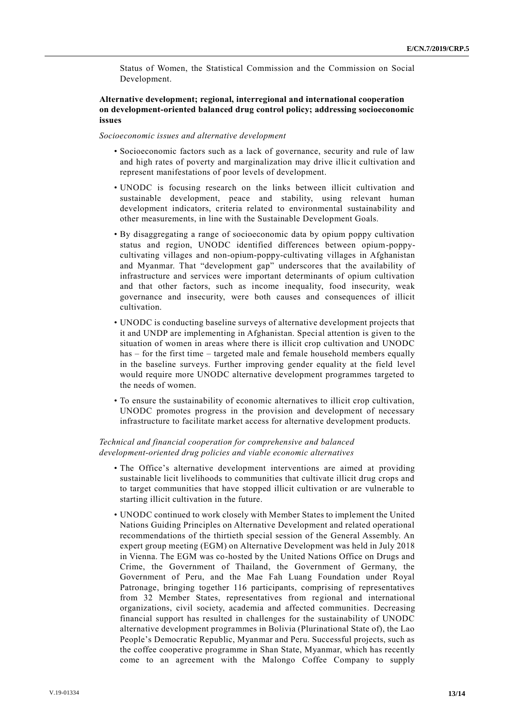Status of Women, the Statistical Commission and the Commission on Social Development.

**Alternative development; regional, interregional and international cooperation on development-oriented balanced drug control policy; addressing socioeconomic issues**

*Socioeconomic issues and alternative development*

- Socioeconomic factors such as a lack of governance, security and rule of law and high rates of poverty and marginalization may drive illicit cultivation and represent manifestations of poor levels of development.
- UNODC is focusing research on the links between illicit cultivation and sustainable development, peace and stability, using relevant human development indicators, criteria related to environmental sustainability and other measurements, in line with the Sustainable Development Goals.
- By disaggregating a range of socioeconomic data by opium poppy cultivation status and region, UNODC identified differences between opium-poppy-cultivating villages and non-opium-poppy-cultivating villages in Afghanistan and Myanmar. That "development gap" underscores that the availability of infrastructure and services were important determinants of opium cultivation and that other factors, such as income inequality, food insecurity, weak governance and insecurity, were both causes and consequences of illicit cultivation.
- UNODC is conducting baseline surveys of alternative development projects that it and UNDP are implementing in Afghanistan. Special attention is given to the situation of women in areas where there is illicit crop cultivation and UNODC has – for the first time – targeted male and female household members equally in the baseline surveys. Further improving gender equality at the field level would require more UNODC alternative development programmes targeted to the needs of women.
- To ensure the sustainability of economic alternatives to illicit crop cultivation, UNODC promotes progress in the provision and development of necessary infrastructure to facilitate market access for alternative development products.

*Technical and financial cooperation for comprehensive and balanced development-oriented drug policies and viable economic alternatives*

- The Office's alternative development interventions are aimed at providing sustainable licit livelihoods to communities that cultivate illicit drug crops and to target communities that have stopped illicit cultivation or are vulnerable to starting illicit cultivation in the future.
- UNODC continued to work closely with Member States to implement the United Nations Guiding Principles on Alternative Development and related operational recommendations of the thirtieth special session of the General Assembly. An expert group meeting (EGM) on Alternative Development was held in July 2018 in Vienna. The EGM was co-hosted by the United Nations Office on Drugs and Crime, the Government of Thailand, the Government of Germany, the Government of Peru, and the Mae Fah Luang Foundation under Royal Patronage, bringing together 116 participants, comprising of representatives from 32 Member States, representatives from regional and international organizations, civil society, academia and affected communities. Decreasing financial support has resulted in challenges for the sustainability of UNODC alternative development programmes in Bolivia (Plurinational State of), the Lao People's Democratic Republic, Myanmar and Peru. Successful projects, such as the coffee cooperative programme in Shan State, Myanmar, which has recently come to an agreement with the Malongo Coffee Company to supply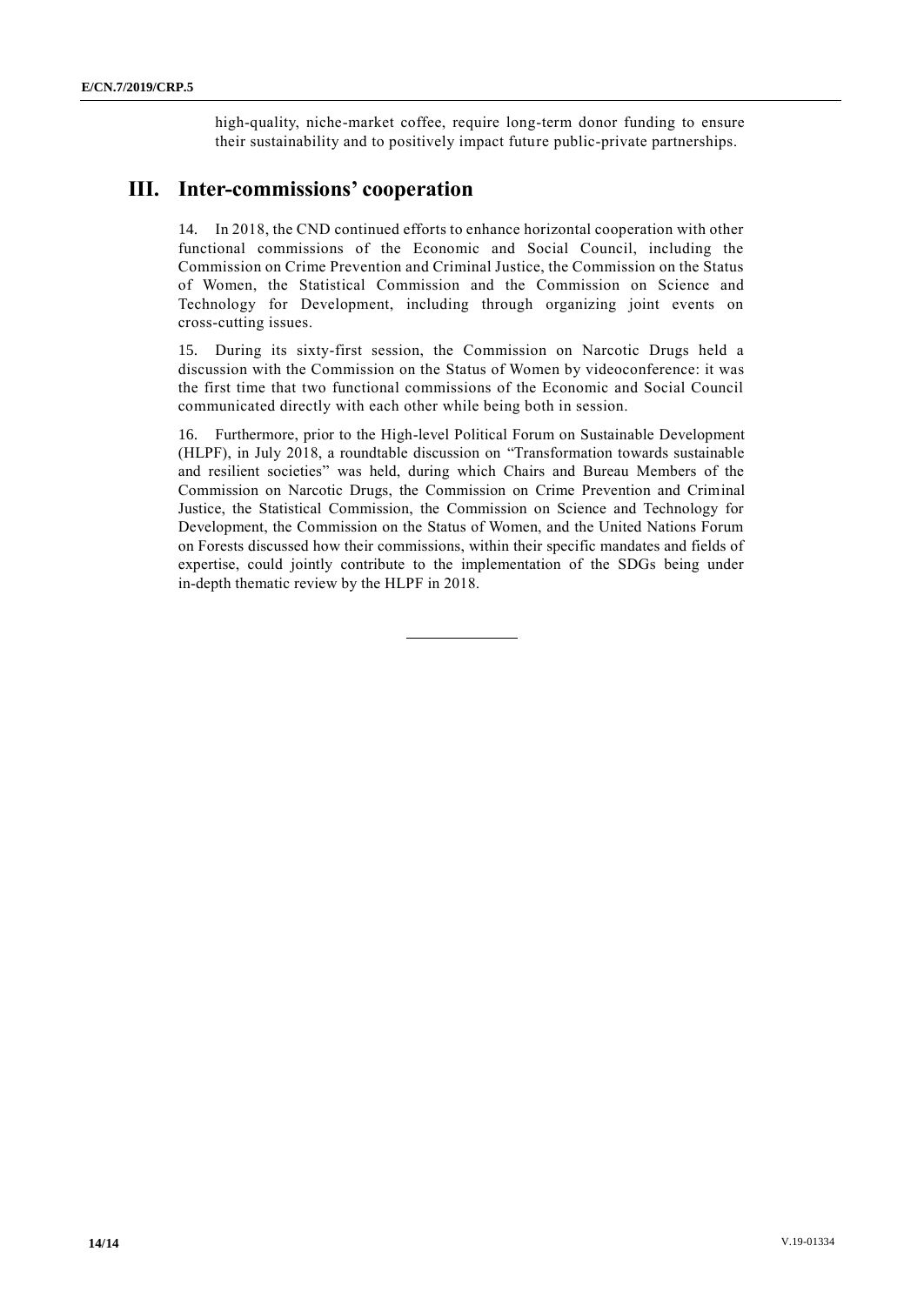high-quality, niche-market coffee, require long-term donor funding to ensure their sustainability and to positively impact future public-private partnerships.

## III. Inter-commissions' cooperation

14. In 2018, the CND continued efforts to enhance horizontal cooperation with other functional commissions of the Economic and Social Council, including the Commission on Crime Prevention and Criminal Justice, the Commission on the Status of Women, the Statistical Commission and the Commission on Science and Technology for Development, including through organizing joint events on cross-cutting issues.

15. During its sixty-first session, the Commission on Narcotic Drugs held a discussion with the Commission on the Status of Women by videoconference: it was the first time that two functional commissions of the Economic and Social Council communicated directly with each other while being both in session.

16. Furthermore, prior to the High-level Political Forum on Sustainable Development (HLPF), in July 2018, a roundtable discussion on "Transformation towards sustainable and resilient societies" was held, during which Chairs and Bureau Members of the Commission on Narcotic Drugs, the Commission on Crime Prevention and Criminal Justice, the Statistical Commission, the Commission on Science and Technology for Development, the Commission on the Status of Women, and the United Nations Forum on Forests discussed how their commissions, within their specific mandates and fields of expertise, could jointly contribute to the implementation of the SDGs being under in-depth thematic review by the HLPF in 2018.